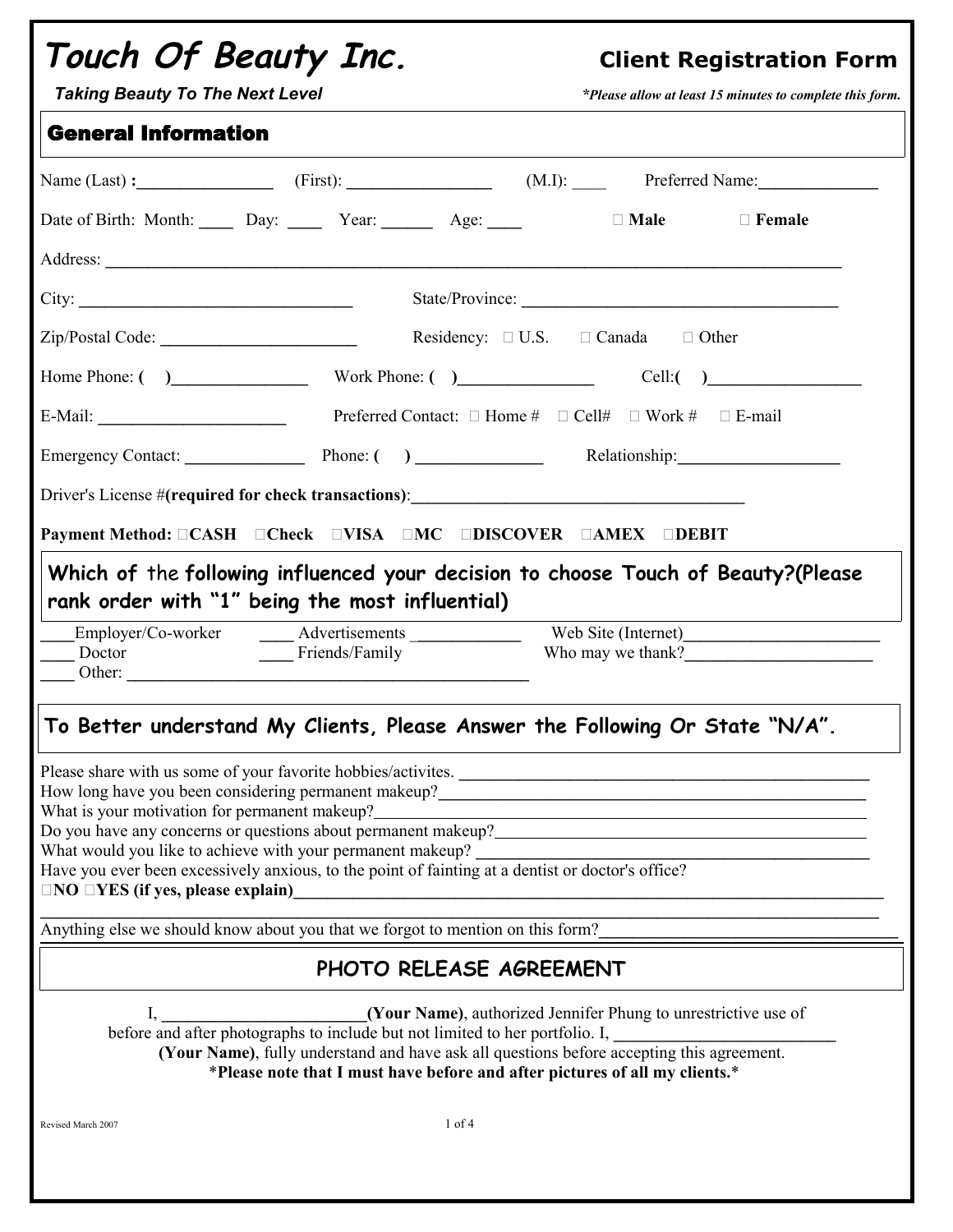# Touch Of Beauty Inc.

## Client Registration Form

***Taking Beauty To The Next Level***

***Please allow at least 15 minutes to complete this form.*

## General Information

Name (Last) **:________________** (First): **_________________** (M.I): ____ Preferred Name:**______________**

Date of Birth: Month: ____ Day: ____ Year: ______ Age: ____ ☐ **Male** ☐ **Female**

Address: **_________________________________________________________________________________________**

City: **________________________________** State/Province: **______________________________________**

Zip/Postal Code: **_______________________** Residency: ☐ U.S. ☐ Canada ☐ Other

Home Phone: **( )________________** Work Phone: **( )________________** Cell:**( )__________________**

E-Mail: **______________________** Preferred Contact: ☐ Home # ☐ Cell# ☐ Work # ☐ E-mail

Emergency Contact: **______________** Phone: **( ) _______________** Relationship:**___________________**

Driver's License #**(required for check transactions)**:**________________________________________**

**Payment Method:** ☐**CASH** ☐**Check** ☐**VISA** ☐**MC** ☐**DISCOVER** ☐**AMEX** ☐**DEBIT**

## Which of the following influenced your decision to choose Touch of Beauty?(Please rank order with "1" being the most influential)

____Employer/Co-worker ____ Advertisements _____________ Web Site (Internet)**_______________________**

____ Doctor ____ Friends/Family Who may we thank?**______________________**

____ Other: **________________________________________________**

## To Better understand My Clients, Please Answer the Following Or State "N/A".

Please share with us some of your favorite hobbies/activites. **________________________________________________**

How long have you been considering permanent makeup?**___________________________________________________**

What is your motivation for permanent makeup?_____________________________________________________________

Do you have any concerns or questions about permanent makeup?______________________________________________

What would you like to achieve with your permanent makeup? **_______________________________________________**

Have you ever been excessively anxious, to the point of fainting at a dentist or doctor's office?

☐**NO** ☐**YES (if yes, please explain)______________________________________________________________________**

**_________________________________________________________________________________________________**

Anything else we should know about you that we forgot to mention on this form?**_________________________________**

## PHOTO RELEASE AGREEMENT

I, **________________________(Your Name)**, authorized Jennifer Phung to unrestrictive use of before and after photographs to include but not limited to her portfolio. I, **__________________________** **(Your Name)**, fully understand and have ask all questions before accepting this agreement.

***Please note that I must have before and after pictures of all my clients.***

Revised March 2007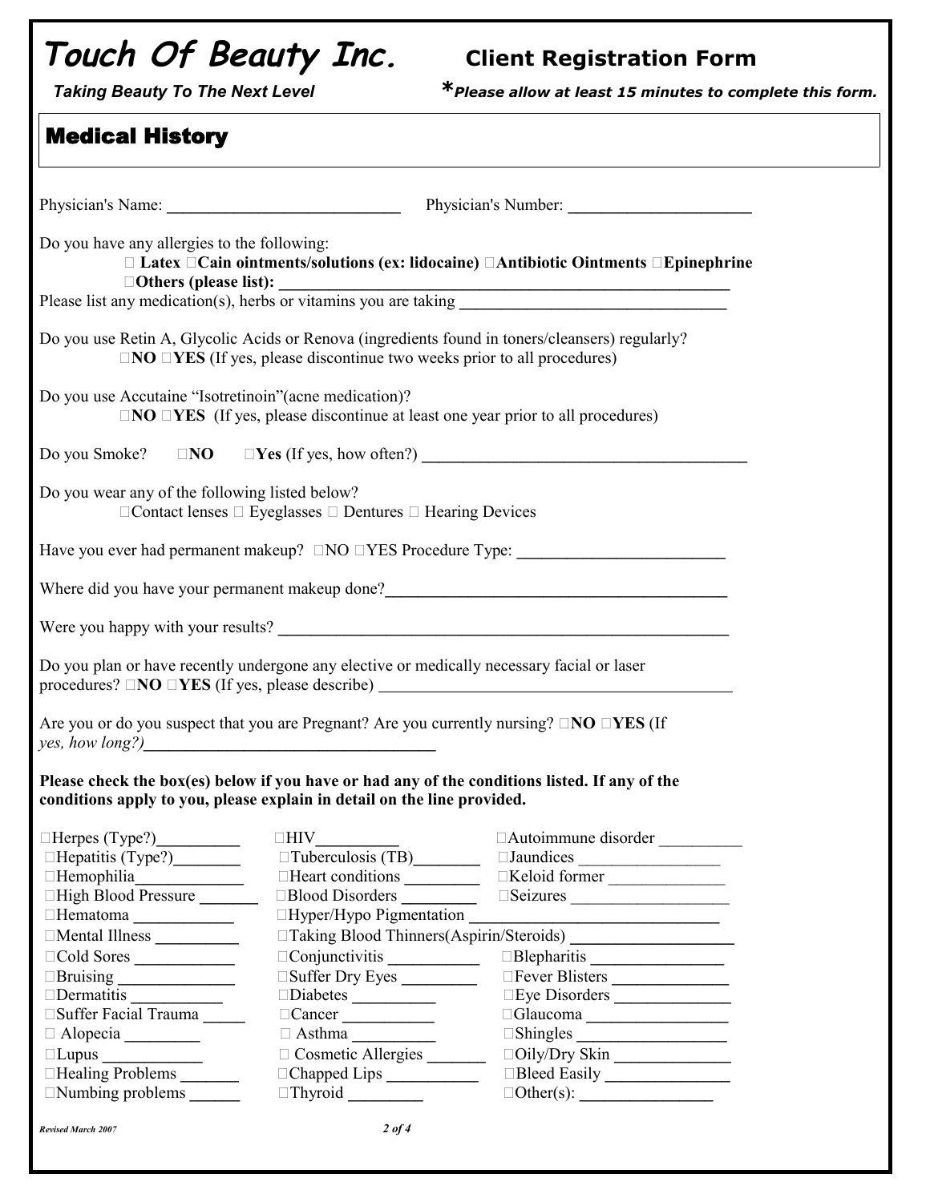# Touch Of Beauty Inc. — Client Registration Form

*Taking Beauty To The Next Level*

**\*Please allow at least 15 minutes to complete this form.**

## Medical History

Physician's Name: ____________________________ Physician's Number: ______________________

Do you have any allergies to the following:

☐ **Latex** ☐**Cain ointments/solutions (ex: lidocaine)** ☐**Antibiotic Ointments** ☐**Epinephrine**
☐**Others (please list):** ________________________________________________________

Please list any medication(s), herbs or vitamins you are taking ________________________________

Do you use Retin A, Glycolic Acids or Renova (ingredients found in toners/cleansers) regularly?
☐**NO** ☐**YES** (If yes, please discontinue two weeks prior to all procedures)

Do you use Accutaine "Isotretinoin"(acne medication)?
☐**NO** ☐**YES** (If yes, please discontinue at least one year prior to all procedures)

Do you Smoke? ☐**NO** ☐**Yes** (If yes, how often?) ________________________________________

Do you wear any of the following listed below?
☐Contact lenses ☐ Eyeglasses ☐ Dentures ☐ Hearing Devices

Have you ever had permanent makeup? ☐NO ☐YES Procedure Type: _________________________

Where did you have your permanent makeup done?__________________________________________

Were you happy with your results? ________________________________________________________

Do you plan or have recently undergone any elective or medically necessary facial or laser procedures? ☐**NO** ☐**YES** (If yes, please describe) ____________________________________________

Are you or do you suspect that you are Pregnant? Are you currently nursing? ☐**NO** ☐**YES** (If *yes, how long?)*___________________________________

**Please check the box(es) below if you have or had any of the conditions listed. If any of the conditions apply to you, please explain in detail on the line provided.**

| | | |
|---|---|---|
| ☐Herpes (Type?)__________ | ☐HIV__________ | ☐Autoimmune disorder __________ |
| ☐Hepatitis (Type?)________ | ☐Tuberculosis (TB)________ | ☐Jaundices _________________ |
| ☐Hemophilia_____________ | ☐Heart conditions _________ | ☐Keloid former ______________ |
| ☐High Blood Pressure _______ | ☐Blood Disorders _________ | ☐Seizures __________________ |
| ☐Hematoma ____________ | ☐Hyper/Hypo Pigmentation ________________________________ | |
| ☐Mental Illness __________ | ☐Taking Blood Thinners(Aspirin/Steroids) ____________________ | |
| ☐Cold Sores ____________ | ☐Conjunctivitis ___________ | ☐Blepharitis ________________ |
| ☐Bruising ______________ | ☐Suffer Dry Eyes _________ | ☐Fever Blisters ______________ |
| ☐Dermatitis ___________ | ☐Diabetes __________ | ☐Eye Disorders ______________ |
| ☐Suffer Facial Trauma _____ | ☐Cancer ___________ | ☐Glaucoma _________________ |
| ☐ Alopecia _________ | ☐ Asthma __________ | ☐Shingles __________________ |
| ☐Lupus ____________ | ☐ Cosmetic Allergies _______ | ☐Oily/Dry Skin ______________ |
| ☐Healing Problems _______ | ☐Chapped Lips ___________ | ☐Bleed Easily _______________ |
| ☐Numbing problems ______ | ☐Thyroid _________ | ☐Other(s): ________________ |

*Revised March 2007*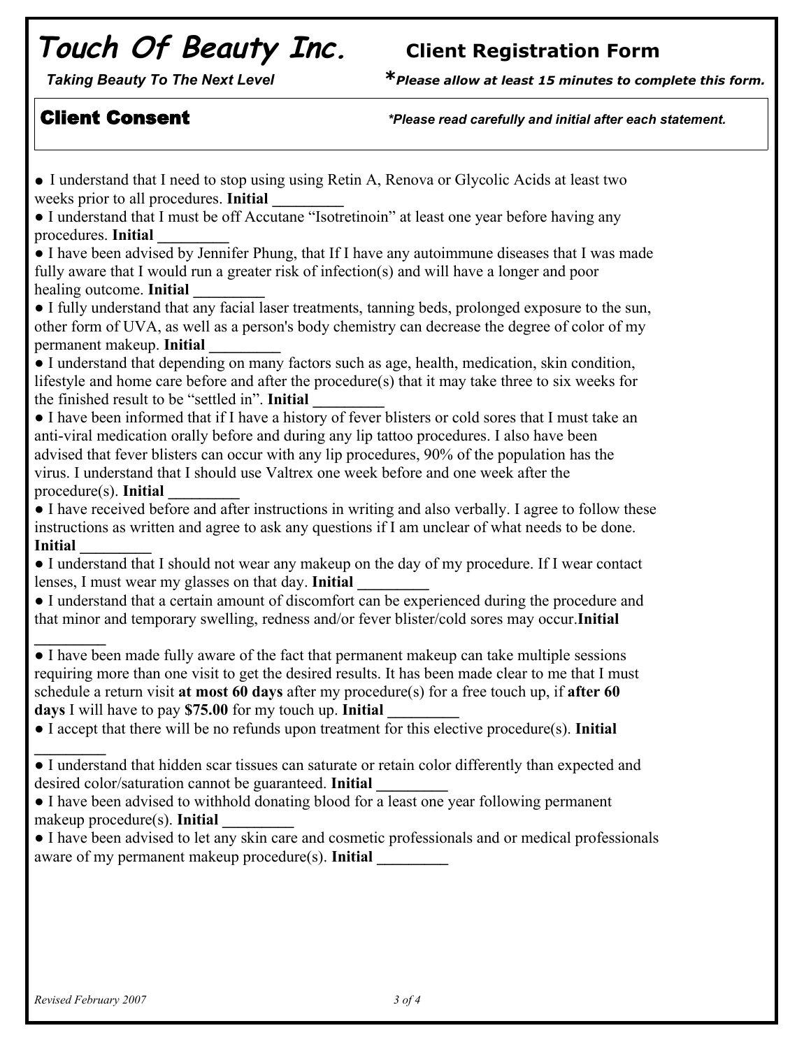# Touch Of Beauty Inc.

**Client Registration Form**

*Taking Beauty To The Next Level*

**\****Please allow at least 15 minutes to complete this form.*

## Client Consent

*\*Please read carefully and initial after each statement.*

- I understand that I need to stop using using Retin A, Renova or Glycolic Acids at least two weeks prior to all procedures. **Initial** _________
- I understand that I must be off Accutane "Isotretinoin" at least one year before having any procedures. **Initial** _________
- I have been advised by Jennifer Phung, that If I have any autoimmune diseases that I was made fully aware that I would run a greater risk of infection(s) and will have a longer and poor healing outcome. **Initial** _________
- I fully understand that any facial laser treatments, tanning beds, prolonged exposure to the sun, other form of UVA, as well as a person's body chemistry can decrease the degree of color of my permanent makeup. **Initial** _________
- I understand that depending on many factors such as age, health, medication, skin condition, lifestyle and home care before and after the procedure(s) that it may take three to six weeks for the finished result to be "settled in". **Initial** _________
- I have been informed that if I have a history of fever blisters or cold sores that I must take an anti-viral medication orally before and during any lip tattoo procedures. I also have been advised that fever blisters can occur with any lip procedures, 90% of the population has the virus. I understand that I should use Valtrex one week before and one week after the procedure(s). **Initial** _________
- I have received before and after instructions in writing and also verbally. I agree to follow these instructions as written and agree to ask any questions if I am unclear of what needs to be done. **Initial** _________
- I understand that I should not wear any makeup on the day of my procedure. If I wear contact lenses, I must wear my glasses on that day. **Initial** _________
- I understand that a certain amount of discomfort can be experienced during the procedure and that minor and temporary swelling, redness and/or fever blister/cold sores may occur.**Initial** _________
- I have been made fully aware of the fact that permanent makeup can take multiple sessions requiring more than one visit to get the desired results. It has been made clear to me that I must schedule a return visit **at most 60 days** after my procedure(s) for a free touch up, if **after 60 days** I will have to pay **$75.00** for my touch up. **Initial** _________
- I accept that there will be no refunds upon treatment for this elective procedure(s). **Initial** _________
- I understand that hidden scar tissues can saturate or retain color differently than expected and desired color/saturation cannot be guaranteed. **Initial** _________
- I have been advised to withhold donating blood for a least one year following permanent makeup procedure(s). **Initial** _________
- I have been advised to let any skin care and cosmetic professionals and or medical professionals aware of my permanent makeup procedure(s). **Initial** _________

*Revised February 2007*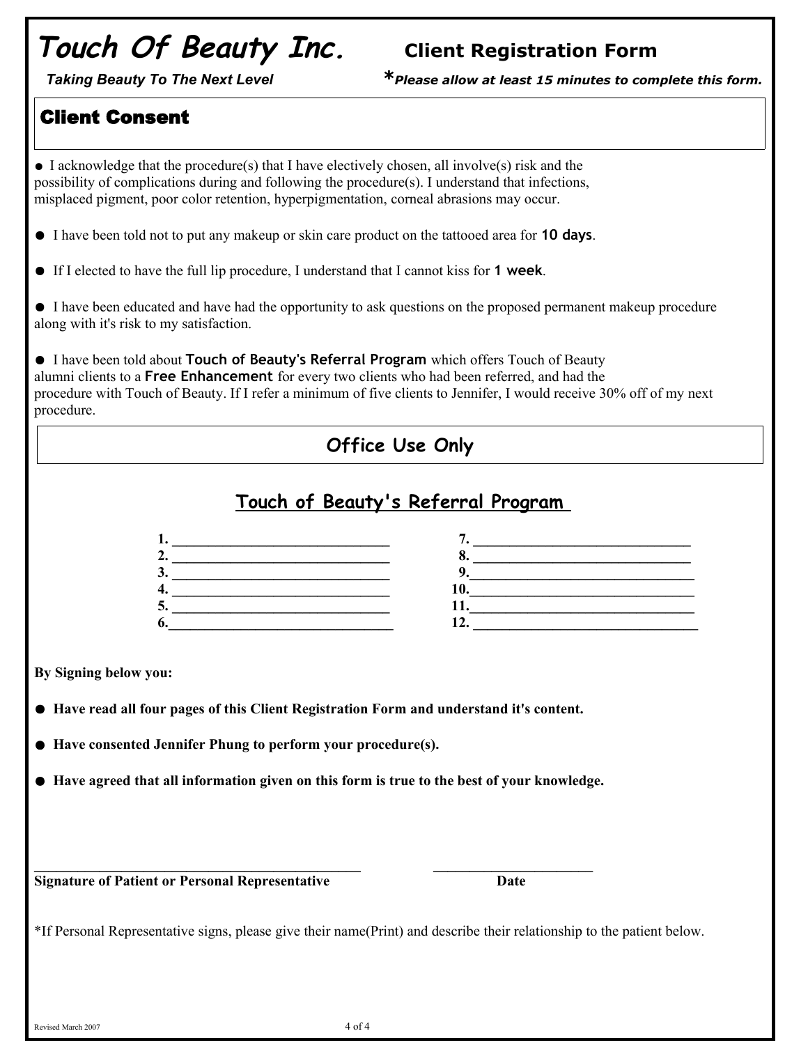# Touch Of Beauty Inc.

*Taking Beauty To The Next Level*

## Client Registration Form

**\****Please allow at least 15 minutes to complete this form.*

## Client Consent

- I acknowledge that the procedure(s) that I have electively chosen, all involve(s) risk and the possibility of complications during and following the procedure(s). I understand that infections, misplaced pigment, poor color retention, hyperpigmentation, corneal abrasions may occur.

- I have been told not to put any makeup or skin care product on the tattooed area for **10 days**.

- If I elected to have the full lip procedure, I understand that I cannot kiss for **1 week**.

- I have been educated and have had the opportunity to ask questions on the proposed permanent makeup procedure along with it's risk to my satisfaction.

- I have been told about **Touch of Beauty's Referral Program** which offers Touch of Beauty alumni clients to a **Free Enhancement** for every two clients who had been referred, and had the procedure with Touch of Beauty. If I refer a minimum of five clients to Jennifer, I would receive 30% off of my next procedure.

## Office Use Only

### Touch of Beauty's Referral Program

| | |
|---|---|
| 1. \_\_\_\_\_\_\_\_\_\_\_\_\_\_\_\_\_\_\_\_\_\_\_\_\_\_\_\_\_\_ | 7. \_\_\_\_\_\_\_\_\_\_\_\_\_\_\_\_\_\_\_\_\_\_\_\_\_\_\_\_\_\_ |
| 2. \_\_\_\_\_\_\_\_\_\_\_\_\_\_\_\_\_\_\_\_\_\_\_\_\_\_\_\_\_\_ | 8. \_\_\_\_\_\_\_\_\_\_\_\_\_\_\_\_\_\_\_\_\_\_\_\_\_\_\_\_\_\_ |
| 3. \_\_\_\_\_\_\_\_\_\_\_\_\_\_\_\_\_\_\_\_\_\_\_\_\_\_\_\_\_\_ | 9.\_\_\_\_\_\_\_\_\_\_\_\_\_\_\_\_\_\_\_\_\_\_\_\_\_\_\_\_\_\_ |
| 4. \_\_\_\_\_\_\_\_\_\_\_\_\_\_\_\_\_\_\_\_\_\_\_\_\_\_\_\_\_\_ | 10.\_\_\_\_\_\_\_\_\_\_\_\_\_\_\_\_\_\_\_\_\_\_\_\_\_\_\_\_\_\_ |
| 5. \_\_\_\_\_\_\_\_\_\_\_\_\_\_\_\_\_\_\_\_\_\_\_\_\_\_\_\_\_\_ | 11.\_\_\_\_\_\_\_\_\_\_\_\_\_\_\_\_\_\_\_\_\_\_\_\_\_\_\_\_\_\_ |
| 6.\_\_\_\_\_\_\_\_\_\_\_\_\_\_\_\_\_\_\_\_\_\_\_\_\_\_\_\_\_\_ | 12. \_\_\_\_\_\_\_\_\_\_\_\_\_\_\_\_\_\_\_\_\_\_\_\_\_\_\_\_\_\_ |

**By Signing below you:**

- **Have read all four pages of this Client Registration Form and understand it's content.**
- **Have consented Jennifer Phung to perform your procedure(s).**
- **Have agreed that all information given on this form is true to the best of your knowledge.**

\_\_\_\_\_\_\_\_\_\_\_\_\_\_\_\_\_\_\_\_\_\_\_\_\_\_\_\_\_\_\_\_\_\_\_\_\_\_\_\_\_\_\_\_ \_\_\_\_\_\_\_\_\_\_\_\_\_\_\_\_\_\_\_\_\_\_\_\_

**Signature of Patient or Personal Representative** **Date**

*If Personal Representative signs, please give their name(Print) and describe their relationship to the patient below.

Revised March 2007